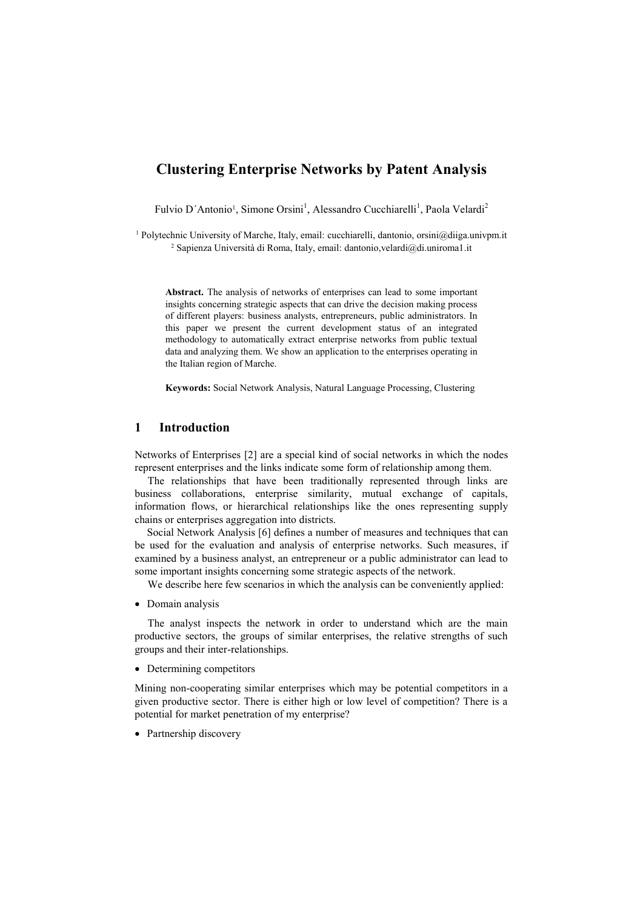# Clustering Enterprise Networks by Patent Analysis

Fulvio D´Antonio[1], Simone Orsini[1], Alessandro Cucchiarelli[1], Paola Velardi[2]

[1] Polytechnic University of Marche, Italy, email: cucchiarelli, dantonio, orsini@diiga.univpm.it
[2] Sapienza Università di Roma, Italy, email: dantonio,velardi@di.uniroma1.it

**Abstract.** The analysis of networks of enterprises can lead to some important insights concerning strategic aspects that can drive the decision making process of different players: business analysts, entrepreneurs, public administrators. In this paper we present the current development status of an integrated methodology to automatically extract enterprise networks from public textual data and analyzing them. We show an application to the enterprises operating in the Italian region of Marche.

**Keywords:** Social Network Analysis, Natural Language Processing, Clustering

## 1 Introduction

Networks of Enterprises [2] are a special kind of social networks in which the nodes represent enterprises and the links indicate some form of relationship among them.

The relationships that have been traditionally represented through links are business collaborations, enterprise similarity, mutual exchange of capitals, information flows, or hierarchical relationships like the ones representing supply chains or enterprises aggregation into districts.

Social Network Analysis [6] defines a number of measures and techniques that can be used for the evaluation and analysis of enterprise networks. Such measures, if examined by a business analyst, an entrepreneur or a public administrator can lead to some important insights concerning some strategic aspects of the network.

We describe here few scenarios in which the analysis can be conveniently applied:

- Domain analysis

The analyst inspects the network in order to understand which are the main productive sectors, the groups of similar enterprises, the relative strengths of such groups and their inter-relationships.

- Determining competitors

Mining non-cooperating similar enterprises which may be potential competitors in a given productive sector. There is either high or low level of competition? There is a potential for market penetration of my enterprise?

- Partnership discovery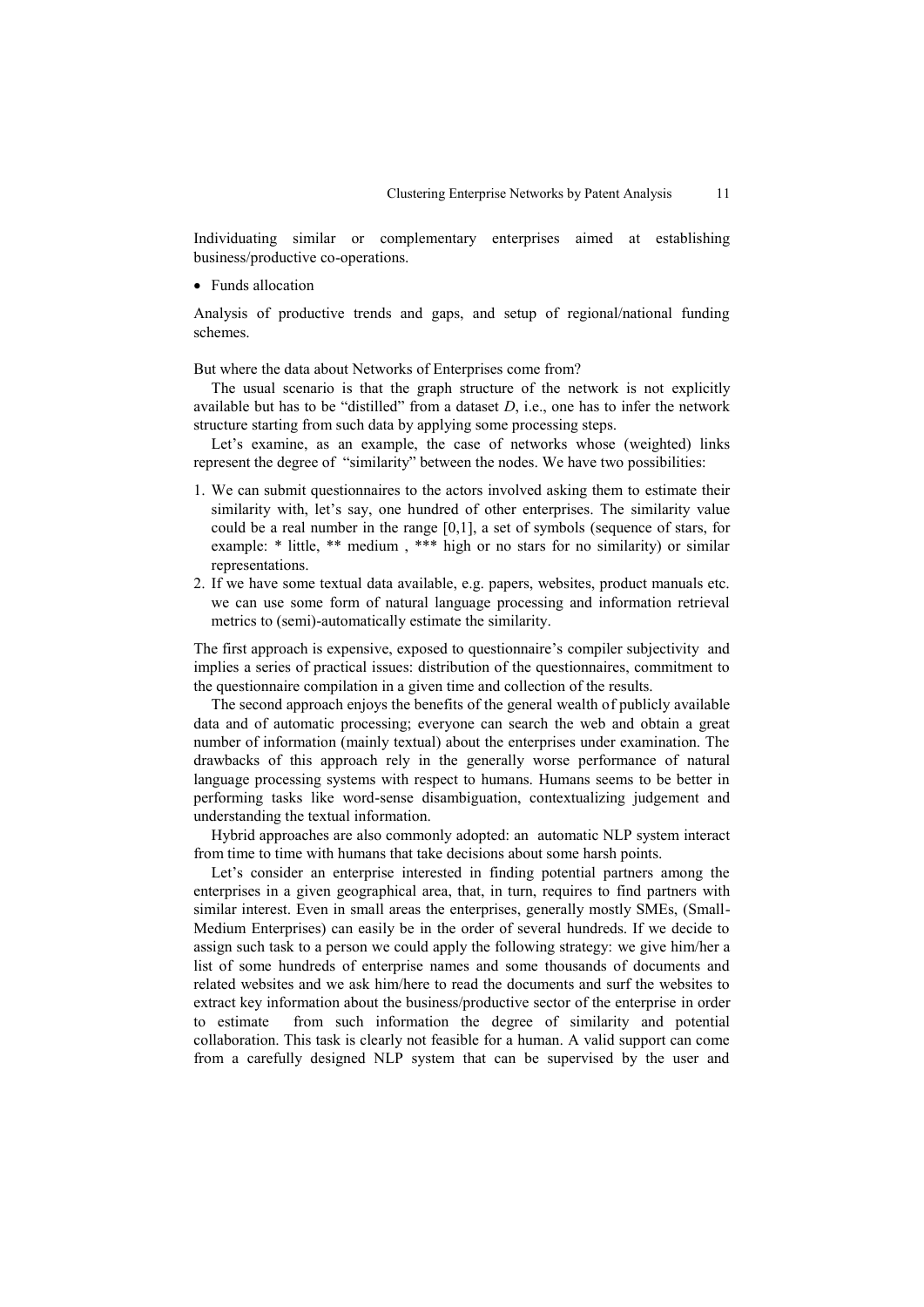Individuating similar or complementary enterprises aimed at establishing business/productive co-operations.

- Funds allocation

Analysis of productive trends and gaps, and setup of regional/national funding schemes.

But where the data about Networks of Enterprises come from?

The usual scenario is that the graph structure of the network is not explicitly available but has to be "distilled" from a dataset $D$, i.e., one has to infer the network structure starting from such data by applying some processing steps.

Let's examine, as an example, the case of networks whose (weighted) links represent the degree of "similarity" between the nodes. We have two possibilities:

1. We can submit questionnaires to the actors involved asking them to estimate their similarity with, let's say, one hundred of other enterprises. The similarity value could be a real number in the range [0,1], a set of symbols (sequence of stars, for example: * little, ** medium , *** high or no stars for no similarity) or similar representations.
2. If we have some textual data available, e.g. papers, websites, product manuals etc. we can use some form of natural language processing and information retrieval metrics to (semi)-automatically estimate the similarity.

The first approach is expensive, exposed to questionnaire's compiler subjectivity and implies a series of practical issues: distribution of the questionnaires, commitment to the questionnaire compilation in a given time and collection of the results.

The second approach enjoys the benefits of the general wealth of publicly available data and of automatic processing; everyone can search the web and obtain a great number of information (mainly textual) about the enterprises under examination. The drawbacks of this approach rely in the generally worse performance of natural language processing systems with respect to humans. Humans seems to be better in performing tasks like word-sense disambiguation, contextualizing judgement and understanding the textual information.

Hybrid approaches are also commonly adopted: an automatic NLP system interact from time to time with humans that take decisions about some harsh points.

Let's consider an enterprise interested in finding potential partners among the enterprises in a given geographical area, that, in turn, requires to find partners with similar interest. Even in small areas the enterprises, generally mostly SMEs, (Small-Medium Enterprises) can easily be in the order of several hundreds. If we decide to assign such task to a person we could apply the following strategy: we give him/her a list of some hundreds of enterprise names and some thousands of documents and related websites and we ask him/here to read the documents and surf the websites to extract key information about the business/productive sector of the enterprise in order to estimate from such information the degree of similarity and potential collaboration. This task is clearly not feasible for a human. A valid support can come from a carefully designed NLP system that can be supervised by the user and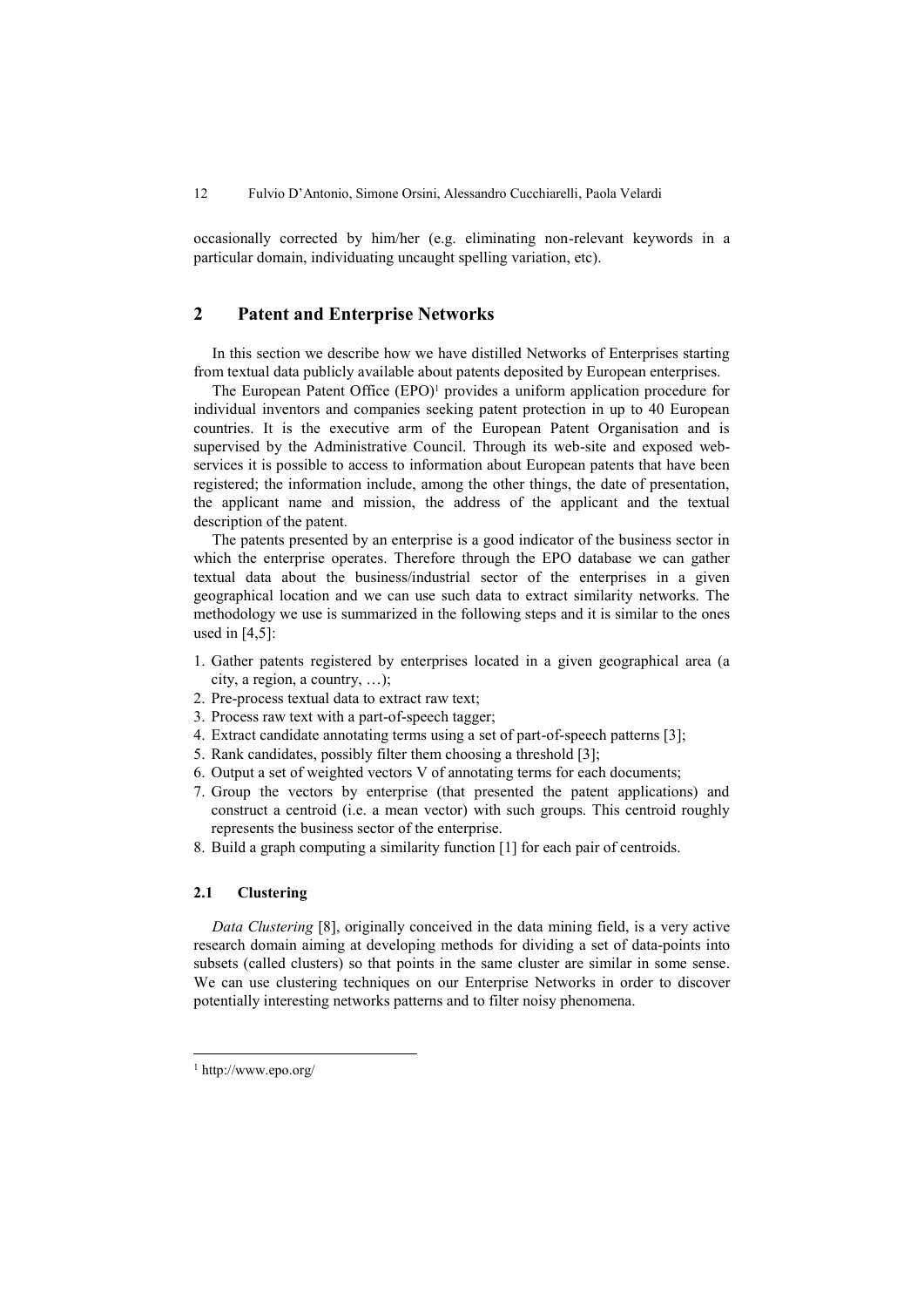occasionally corrected by him/her (e.g. eliminating non-relevant keywords in a particular domain, individuating uncaught spelling variation, etc).

## 2 Patent and Enterprise Networks

In this section we describe how we have distilled Networks of Enterprises starting from textual data publicly available about patents deposited by European enterprises.

The European Patent Office (EPO)[1] provides a uniform application procedure for individual inventors and companies seeking patent protection in up to 40 European countries. It is the executive arm of the European Patent Organisation and is supervised by the Administrative Council. Through its web-site and exposed web-services it is possible to access to information about European patents that have been registered; the information include, among the other things, the date of presentation, the applicant name and mission, the address of the applicant and the textual description of the patent.

The patents presented by an enterprise is a good indicator of the business sector in which the enterprise operates. Therefore through the EPO database we can gather textual data about the business/industrial sector of the enterprises in a given geographical location and we can use such data to extract similarity networks. The methodology we use is summarized in the following steps and it is similar to the ones used in [4,5]:

1. Gather patents registered by enterprises located in a given geographical area (a city, a region, a country, …);
2. Pre-process textual data to extract raw text;
3. Process raw text with a part-of-speech tagger;
4. Extract candidate annotating terms using a set of part-of-speech patterns [3];
5. Rank candidates, possibly filter them choosing a threshold [3];
6. Output a set of weighted vectors V of annotating terms for each documents;
7. Group the vectors by enterprise (that presented the patent applications) and construct a centroid (i.e. a mean vector) with such groups. This centroid roughly represents the business sector of the enterprise.
8. Build a graph computing a similarity function [1] for each pair of centroids.

### 2.1 Clustering

*Data Clustering* [8], originally conceived in the data mining field, is a very active research domain aiming at developing methods for dividing a set of data-points into subsets (called clusters) so that points in the same cluster are similar in some sense. We can use clustering techniques on our Enterprise Networks in order to discover potentially interesting networks patterns and to filter noisy phenomena.

[1] http://www.epo.org/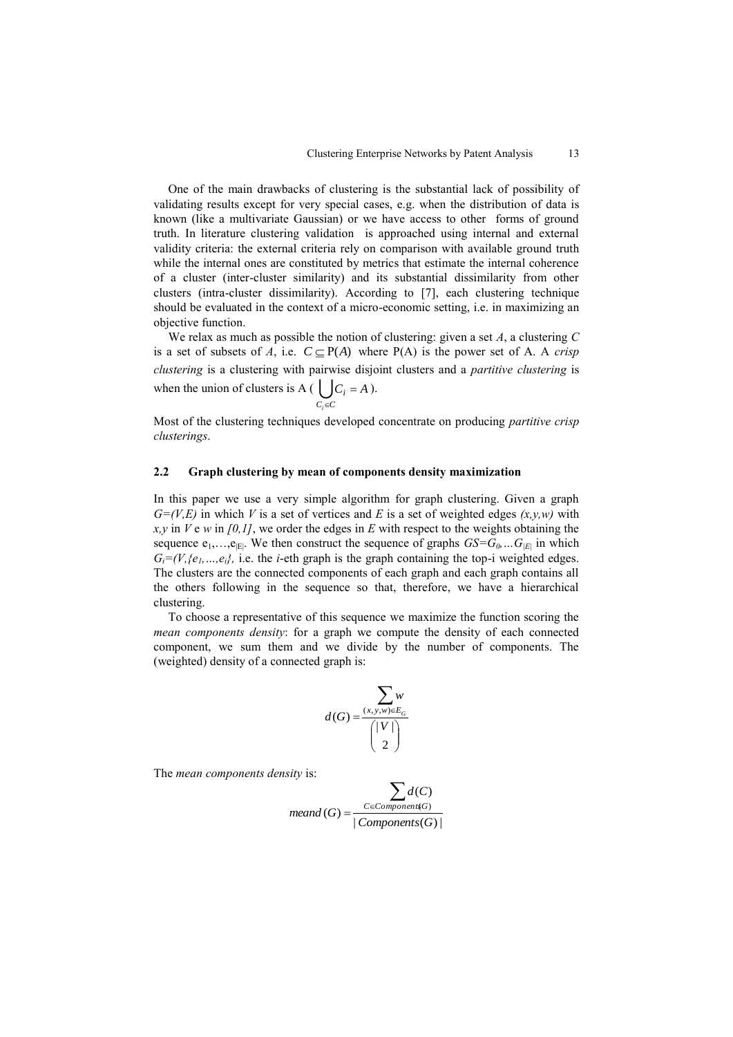One of the main drawbacks of clustering is the substantial lack of possibility of validating results except for very special cases, e.g. when the distribution of data is known (like a multivariate Gaussian) or we have access to other forms of ground truth. In literature clustering validation is approached using internal and external validity criteria: the external criteria rely on comparison with available ground truth while the internal ones are constituted by metrics that estimate the internal coherence of a cluster (inter-cluster similarity) and its substantial dissimilarity from other clusters (intra-cluster dissimilarity). According to [7], each clustering technique should be evaluated in the context of a micro-economic setting, i.e. in maximizing an objective function.

We relax as much as possible the notion of clustering: given a set $A$, a clustering $C$ is a set of subsets of $A$, i.e. $C \subseteq P(A)$ where P(A) is the power set of A. A *crisp clustering* is a clustering with pairwise disjoint clusters and a *partitive clustering* is when the union of clusters is A ( $\bigcup_{C_i \in C} C_i = A$ ).

Most of the clustering techniques developed concentrate on producing *partitive crisp clusterings*.

### 2.2 Graph clustering by mean of components density maximization

In this paper we use a very simple algorithm for graph clustering. Given a graph $G=(V,E)$ in which $V$ is a set of vertices and $E$ is a set of weighted edges $(x,y,w)$ with $x,y$ in $V$ e $w$ in $[0,1]$, we order the edges in $E$ with respect to the weights obtaining the sequence $e_1,\ldots,e_{|E|}$. We then construct the sequence of graphs $GS=G_0,\ldots G_{|E|}$ in which $G_i=(V,\{e_1,\ldots,e_i\}$, i.e. the *i*-eth graph is the graph containing the top-i weighted edges. The clusters are the connected components of each graph and each graph contains all the others following in the sequence so that, therefore, we have a hierarchical clustering.

To choose a representative of this sequence we maximize the function scoring the *mean components density*: for a graph we compute the density of each connected component, we sum them and we divide by the number of components. The (weighted) density of a connected graph is:

$$d(G) = \frac{\sum_{(x,y,w) \in E_G} w}{\binom{|V|}{2}}$$

The *mean components density* is:

$$meand(G) = \frac{\sum_{C \in Components(G)} d(C)}{|Components(G)|}$$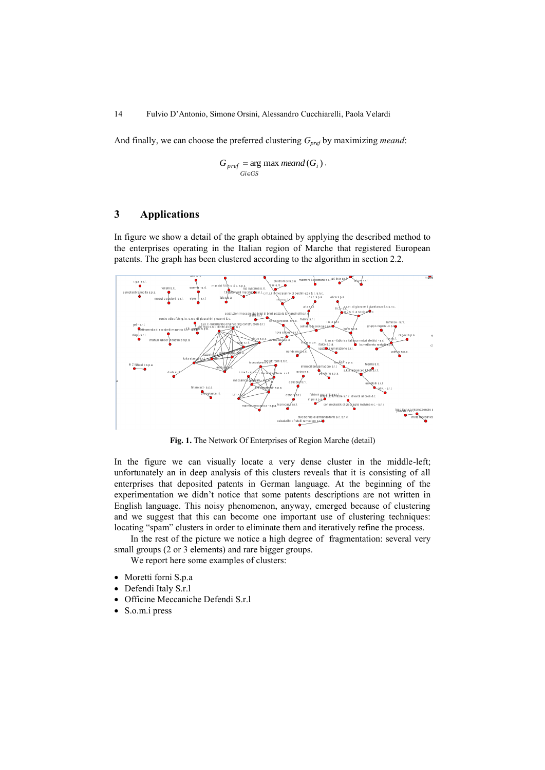And finally, we can choose the preferred clustering $G_{pref}$ by maximizing *meand*:

$$G_{pref} = \underset{Gi \in GS}{\arg\max}\ meand(G_i)\,.$$

## 3 Applications

In figure we show a detail of the graph obtained by applying the described method to the enterprises operating in the Italian region of Marche that registered European patents. The graph has been clustered according to the algorithm in section 2.2.

**Fig. 1.** The Network Of Enterprises of Region Marche (detail)

In the figure we can visually locate a very dense cluster in the middle-left; unfortunately an in deep analysis of this clusters reveals that it is consisting of all enterprises that deposited patents in German language. At the beginning of the experimentation we didn't notice that some patents descriptions are not written in English language. This noisy phenomenon, anyway, emerged because of clustering and we suggest that this can become one important use of clustering techniques: locating "spam" clusters in order to eliminate them and iteratively refine the process.

In the rest of the picture we notice a high degree of fragmentation: several very small groups (2 or 3 elements) and rare bigger groups.

We report here some examples of clusters:

- Moretti forni S.p.a
- Defendi Italy S.r.l
- Officine Meccaniche Defendi S.r.l
- S.o.m.i press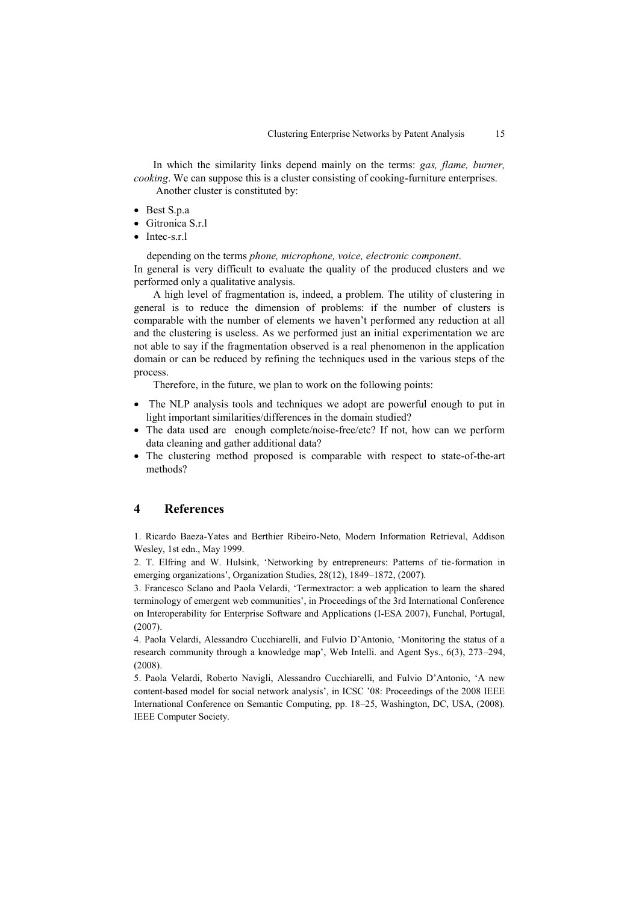In which the similarity links depend mainly on the terms: *gas, flame, burner, cooking*. We can suppose this is a cluster consisting of cooking-furniture enterprises.

Another cluster is constituted by:

- Best S.p.a
- Gitronica S.r.l
- Intec-s.r.l

depending on the terms *phone, microphone, voice, electronic component*.
In general is very difficult to evaluate the quality of the produced clusters and we performed only a qualitative analysis.

A high level of fragmentation is, indeed, a problem. The utility of clustering in general is to reduce the dimension of problems: if the number of clusters is comparable with the number of elements we haven't performed any reduction at all and the clustering is useless. As we performed just an initial experimentation we are not able to say if the fragmentation observed is a real phenomenon in the application domain or can be reduced by refining the techniques used in the various steps of the process.

Therefore, in the future, we plan to work on the following points:

- The NLP analysis tools and techniques we adopt are powerful enough to put in light important similarities/differences in the domain studied?
- The data used are enough complete/noise-free/etc? If not, how can we perform data cleaning and gather additional data?
- The clustering method proposed is comparable with respect to state-of-the-art methods?

# 4 References

1. Ricardo Baeza-Yates and Berthier Ribeiro-Neto, Modern Information Retrieval, Addison Wesley, 1st edn., May 1999.

2. T. Elfring and W. Hulsink, 'Networking by entrepreneurs: Patterns of tie-formation in emerging organizations', Organization Studies, 28(12), 1849–1872, (2007).

3. Francesco Sclano and Paola Velardi, 'Termextractor: a web application to learn the shared terminology of emergent web communities', in Proceedings of the 3rd International Conference on Interoperability for Enterprise Software and Applications (I-ESA 2007), Funchal, Portugal, (2007).

4. Paola Velardi, Alessandro Cucchiarelli, and Fulvio D'Antonio, 'Monitoring the status of a research community through a knowledge map', Web Intelli. and Agent Sys., 6(3), 273–294, (2008).

5. Paola Velardi, Roberto Navigli, Alessandro Cucchiarelli, and Fulvio D'Antonio, 'A new content-based model for social network analysis', in ICSC '08: Proceedings of the 2008 IEEE International Conference on Semantic Computing, pp. 18–25, Washington, DC, USA, (2008). IEEE Computer Society.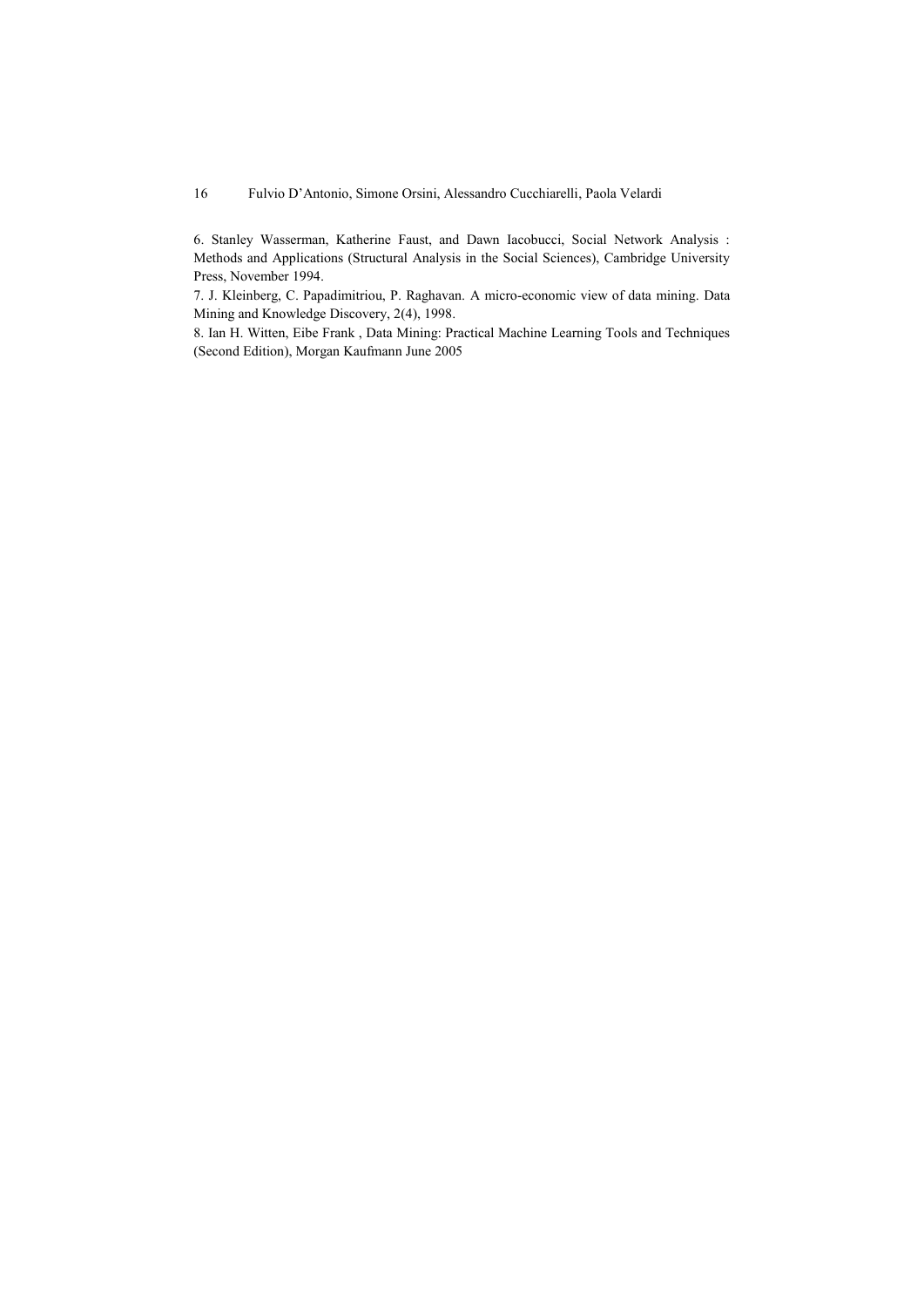6. Stanley Wasserman, Katherine Faust, and Dawn Iacobucci, Social Network Analysis : Methods and Applications (Structural Analysis in the Social Sciences), Cambridge University Press, November 1994.

7. J. Kleinberg, C. Papadimitriou, P. Raghavan. A micro-economic view of data mining. Data Mining and Knowledge Discovery, 2(4), 1998.

8. Ian H. Witten, Eibe Frank , Data Mining: Practical Machine Learning Tools and Techniques (Second Edition), Morgan Kaufmann June 2005